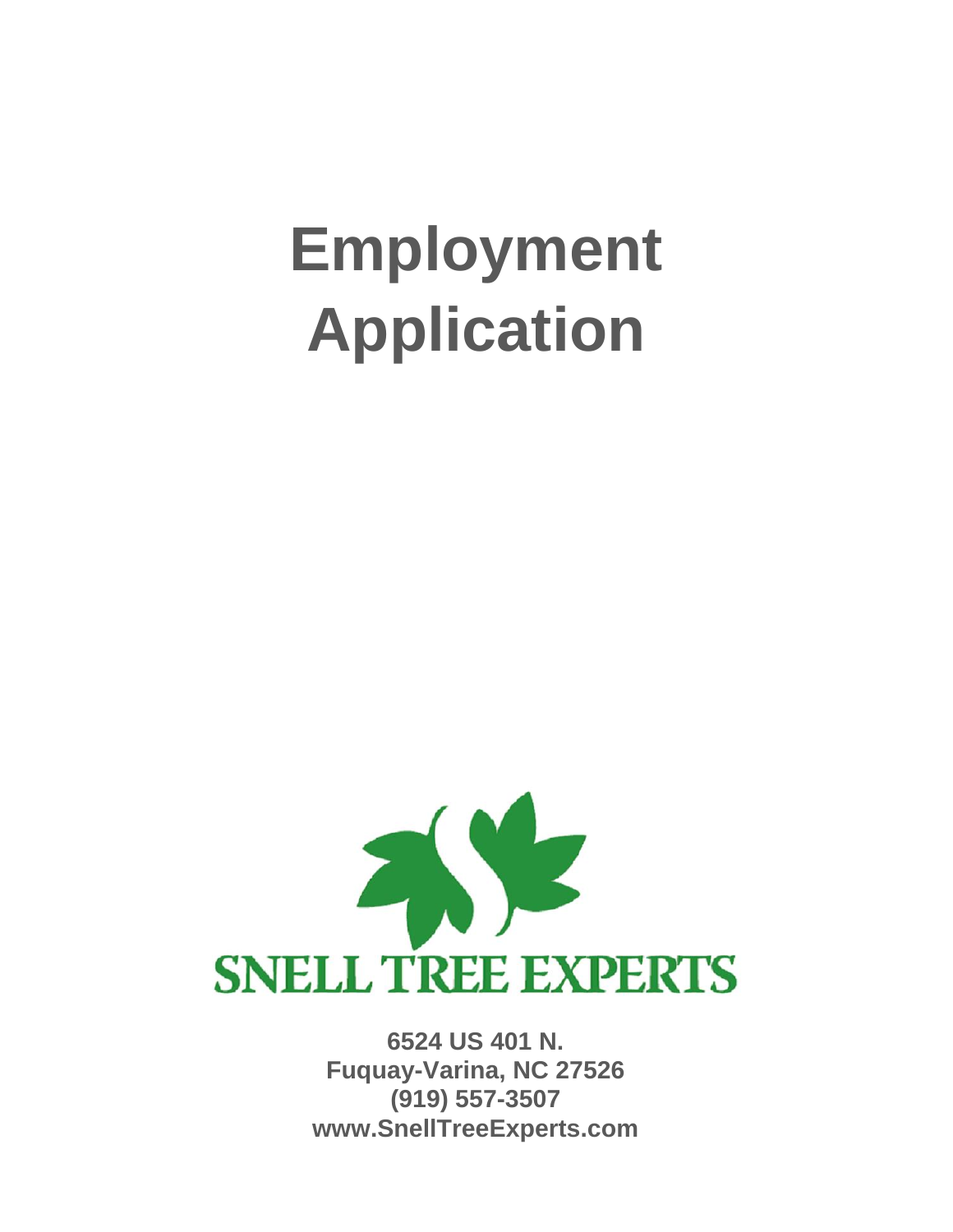# Employment Application

SNELL TREE EXPERTS

**6524 US 401 N.**
**Fuquay-Varina, NC 27526**
**(919) 557-3507**
**www.SnellTreeExperts.com**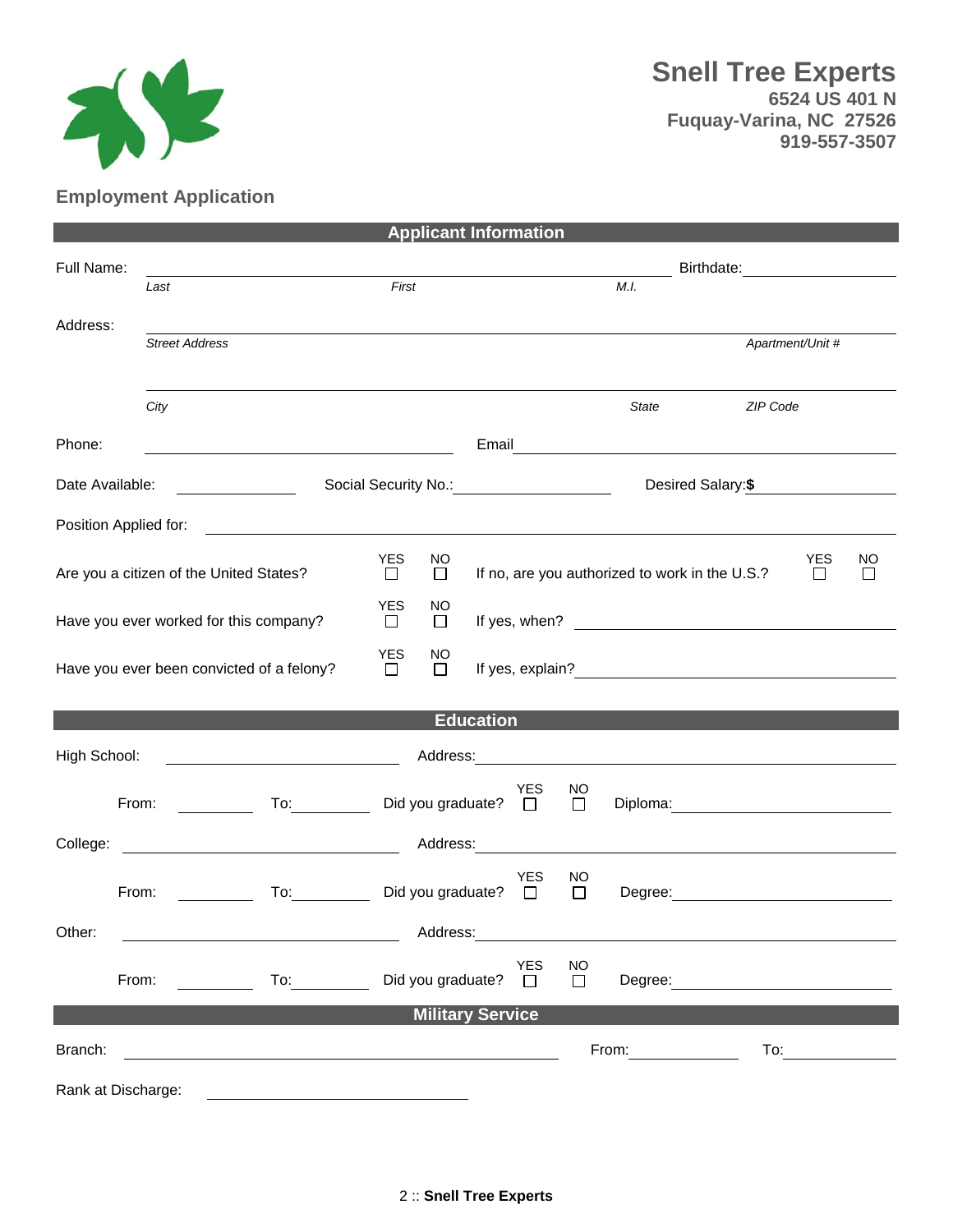**Snell Tree Experts**
**6524 US 401 N**
**Fuquay-Varina, NC 27526**
**919-557-3507**

## Employment Application

### Applicant Information

Full Name: ______________________________ Birthdate: ______________

*Last* *First* *M.I.*

Address: ______________________________

*Street Address* *Apartment/Unit #*

______________________________

*City* *State* *ZIP Code*

Phone: ______________________ Email ______________________

Date Available: ____________ Social Security No.: ______________ Desired Salary: **$** ____________

Position Applied for: ______________________________

Are you a citizen of the United States? YES ☐ NO ☐ If no, are you authorized to work in the U.S.? YES ☐ NO ☐

Have you ever worked for this company? YES ☐ NO ☐ If yes, when? ______________________

Have you ever been convicted of a felony? YES ☐ NO ☐ If yes, explain? ______________________

### Education

High School: ______________________ Address: ______________________

From: ________ To: ________ Did you graduate? YES ☐ NO ☐ Diploma: ______________________

College: ______________________ Address: ______________________

From: ________ To: ________ Did you graduate? YES ☐ NO ☐ Degree: ______________________

Other: ______________________ Address: ______________________

From: ________ To: ________ Did you graduate? YES ☐ NO ☐ Degree: ______________________

### Military Service

Branch: ______________________ From: ____________ To: ____________

Rank at Discharge: ______________________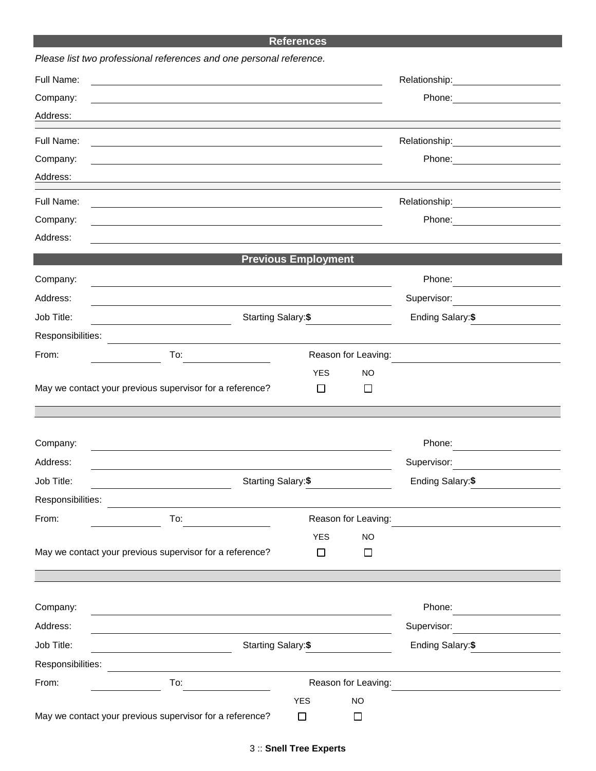## References

*Please list two professional references and one personal reference.*

Full Name: ______________________________ Relationship: ______________

Company: ______________________________ Phone: ______________

Address: ______________________________________________________________

Full Name: ______________________________ Relationship: ______________

Company: ______________________________ Phone: ______________

Address: ______________________________________________________________

Full Name: ______________________________ Relationship: ______________

Company: ______________________________ Phone: ______________

Address: ______________________________________________________________

## Previous Employment

Company: ______________________________ Phone: ______________

Address: ______________________________ Supervisor: ______________

Job Title: ______________ Starting Salary:**$** ______________ Ending Salary:**$** ______________

Responsibilities: ______________________________________________________________

From: ______________ To: ______________ Reason for Leaving: ______________

May we contact your previous supervisor for a reference? YES ☐ NO ☐

Company: ______________________________ Phone: ______________

Address: ______________________________ Supervisor: ______________

Job Title: ______________ Starting Salary:**$** ______________ Ending Salary:**$** ______________

Responsibilities: ______________________________________________________________

From: ______________ To: ______________ Reason for Leaving: ______________

May we contact your previous supervisor for a reference? YES ☐ NO ☐

Company: ______________________________ Phone: ______________

Address: ______________________________ Supervisor: ______________

Job Title: ______________ Starting Salary:**$** ______________ Ending Salary:**$** ______________

Responsibilities: ______________________________________________________________

From: ______________ To: ______________ Reason for Leaving: ______________

May we contact your previous supervisor for a reference? YES ☐ NO ☐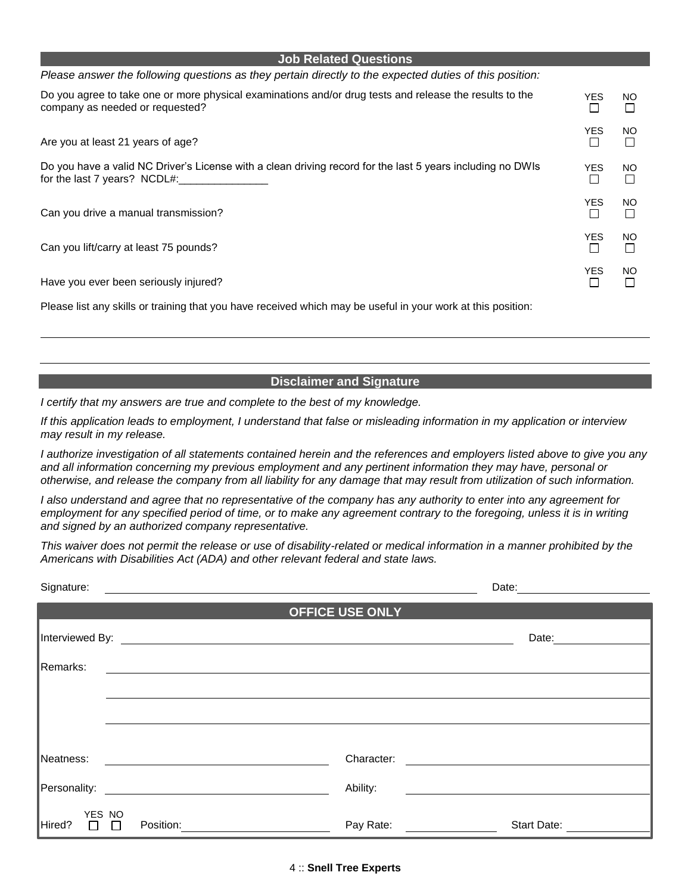## Job Related Questions

*Please answer the following questions as they pertain directly to the expected duties of this position:*

| | YES | NO |
|---|---|---|
| Do you agree to take one or more physical examinations and/or drug tests and release the results to the company as needed or requested? | ☐ | ☐ |
| Are you at least 21 years of age? | ☐ | ☐ |
| Do you have a valid NC Driver's License with a clean driving record for the last 5 years including no DWIs for the last 7 years? NCDL#:_______________ | ☐ | ☐ |
| Can you drive a manual transmission? | ☐ | ☐ |
| Can you lift/carry at least 75 pounds? | ☐ | ☐ |
| Have you ever been seriously injured? | ☐ | ☐ |

Please list any skills or training that you have received which may be useful in your work at this position:

_______________________________________________

_______________________________________________

## Disclaimer and Signature

*I certify that my answers are true and complete to the best of my knowledge.*

*If this application leads to employment, I understand that false or misleading information in my application or interview may result in my release.*

*I authorize investigation of all statements contained herein and the references and employers listed above to give you any and all information concerning my previous employment and any pertinent information they may have, personal or otherwise, and release the company from all liability for any damage that may result from utilization of such information.*

*I also understand and agree that no representative of the company has any authority to enter into any agreement for employment for any specified period of time, or to make any agreement contrary to the foregoing, unless it is in writing and signed by an authorized company representative.*

*This waiver does not permit the release or use of disability-related or medical information in a manner prohibited by the Americans with Disabilities Act (ADA) and other relevant federal and state laws.*

Signature: ______________________________ Date: ______________

## OFFICE USE ONLY

Interviewed By: ______________________________ Date: ______________

Remarks: ______________________________

______________________________

______________________________

Neatness: ______________ Character: ______________

Personality: ______________ Ability: ______________

Hired? YES ☐ NO ☐ Position: ______________ Pay Rate: ______________ Start Date: ______________